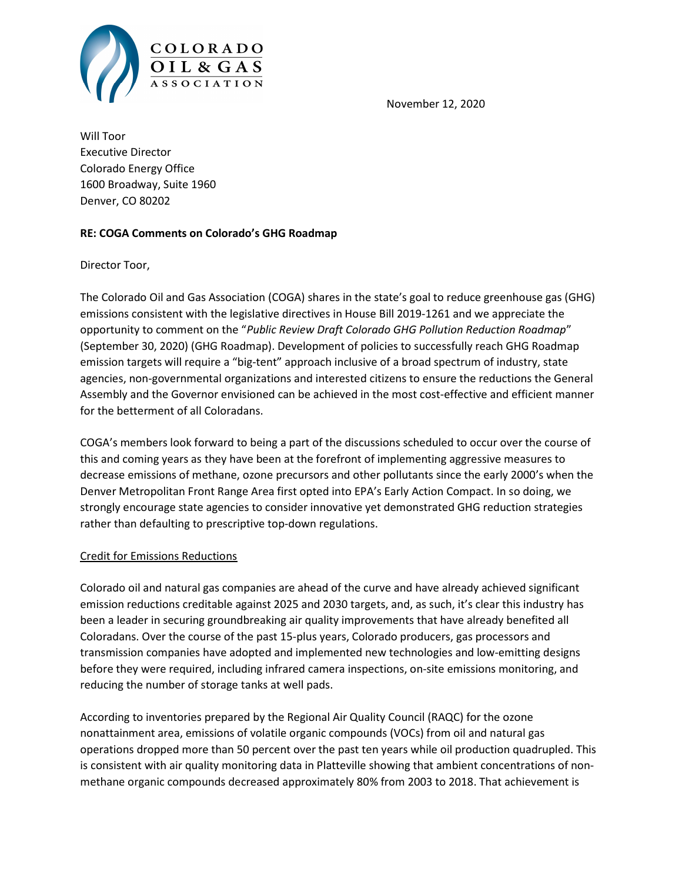COLORADO
OIL & GAS
ASSOCIATION

November 12, 2020

Will Toor
Executive Director
Colorado Energy Office
1600 Broadway, Suite 1960
Denver, CO 80202

**RE: COGA Comments on Colorado's GHG Roadmap**

Director Toor,

The Colorado Oil and Gas Association (COGA) shares in the state's goal to reduce greenhouse gas (GHG) emissions consistent with the legislative directives in House Bill 2019-1261 and we appreciate the opportunity to comment on the "*Public Review Draft Colorado GHG Pollution Reduction Roadmap*" (September 30, 2020) (GHG Roadmap). Development of policies to successfully reach GHG Roadmap emission targets will require a "big-tent" approach inclusive of a broad spectrum of industry, state agencies, non-governmental organizations and interested citizens to ensure the reductions the General Assembly and the Governor envisioned can be achieved in the most cost-effective and efficient manner for the betterment of all Coloradans.

COGA's members look forward to being a part of the discussions scheduled to occur over the course of this and coming years as they have been at the forefront of implementing aggressive measures to decrease emissions of methane, ozone precursors and other pollutants since the early 2000's when the Denver Metropolitan Front Range Area first opted into EPA's Early Action Compact. In so doing, we strongly encourage state agencies to consider innovative yet demonstrated GHG reduction strategies rather than defaulting to prescriptive top-down regulations.

Credit for Emissions Reductions

Colorado oil and natural gas companies are ahead of the curve and have already achieved significant emission reductions creditable against 2025 and 2030 targets, and, as such, it's clear this industry has been a leader in securing groundbreaking air quality improvements that have already benefited all Coloradans. Over the course of the past 15-plus years, Colorado producers, gas processors and transmission companies have adopted and implemented new technologies and low-emitting designs before they were required, including infrared camera inspections, on-site emissions monitoring, and reducing the number of storage tanks at well pads.

According to inventories prepared by the Regional Air Quality Council (RAQC) for the ozone nonattainment area, emissions of volatile organic compounds (VOCs) from oil and natural gas operations dropped more than 50 percent over the past ten years while oil production quadrupled. This is consistent with air quality monitoring data in Platteville showing that ambient concentrations of non-methane organic compounds decreased approximately 80% from 2003 to 2018. That achievement is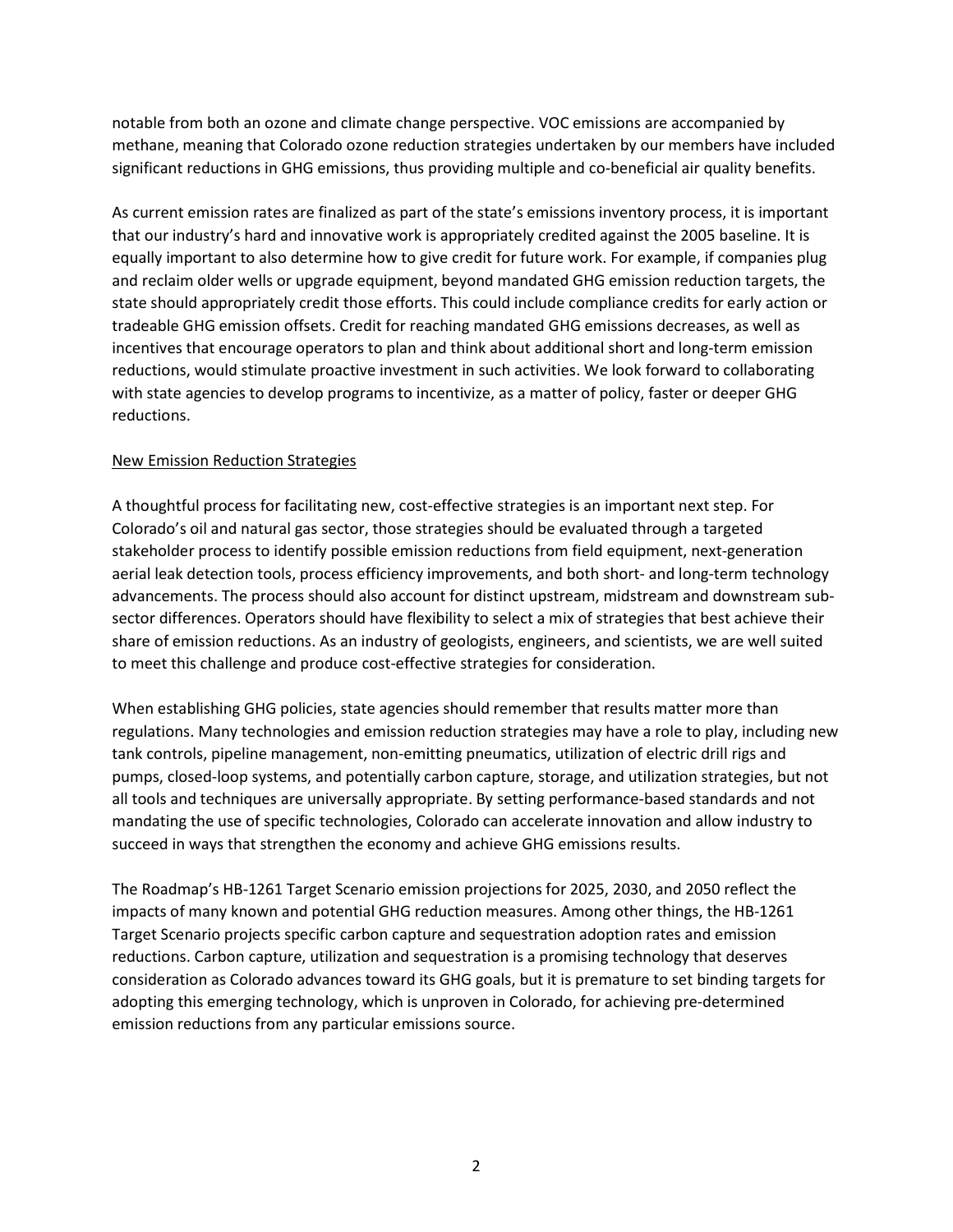notable from both an ozone and climate change perspective. VOC emissions are accompanied by methane, meaning that Colorado ozone reduction strategies undertaken by our members have included significant reductions in GHG emissions, thus providing multiple and co-beneficial air quality benefits.

As current emission rates are finalized as part of the state's emissions inventory process, it is important that our industry's hard and innovative work is appropriately credited against the 2005 baseline. It is equally important to also determine how to give credit for future work. For example, if companies plug and reclaim older wells or upgrade equipment, beyond mandated GHG emission reduction targets, the state should appropriately credit those efforts. This could include compliance credits for early action or tradeable GHG emission offsets. Credit for reaching mandated GHG emissions decreases, as well as incentives that encourage operators to plan and think about additional short and long-term emission reductions, would stimulate proactive investment in such activities. We look forward to collaborating with state agencies to develop programs to incentivize, as a matter of policy, faster or deeper GHG reductions.

<u>New Emission Reduction Strategies</u>

A thoughtful process for facilitating new, cost-effective strategies is an important next step. For Colorado's oil and natural gas sector, those strategies should be evaluated through a targeted stakeholder process to identify possible emission reductions from field equipment, next-generation aerial leak detection tools, process efficiency improvements, and both short- and long-term technology advancements. The process should also account for distinct upstream, midstream and downstream sub-sector differences. Operators should have flexibility to select a mix of strategies that best achieve their share of emission reductions. As an industry of geologists, engineers, and scientists, we are well suited to meet this challenge and produce cost-effective strategies for consideration.

When establishing GHG policies, state agencies should remember that results matter more than regulations. Many technologies and emission reduction strategies may have a role to play, including new tank controls, pipeline management, non-emitting pneumatics, utilization of electric drill rigs and pumps, closed-loop systems, and potentially carbon capture, storage, and utilization strategies, but not all tools and techniques are universally appropriate. By setting performance-based standards and not mandating the use of specific technologies, Colorado can accelerate innovation and allow industry to succeed in ways that strengthen the economy and achieve GHG emissions results.

The Roadmap's HB-1261 Target Scenario emission projections for 2025, 2030, and 2050 reflect the impacts of many known and potential GHG reduction measures. Among other things, the HB-1261 Target Scenario projects specific carbon capture and sequestration adoption rates and emission reductions. Carbon capture, utilization and sequestration is a promising technology that deserves consideration as Colorado advances toward its GHG goals, but it is premature to set binding targets for adopting this emerging technology, which is unproven in Colorado, for achieving pre-determined emission reductions from any particular emissions source.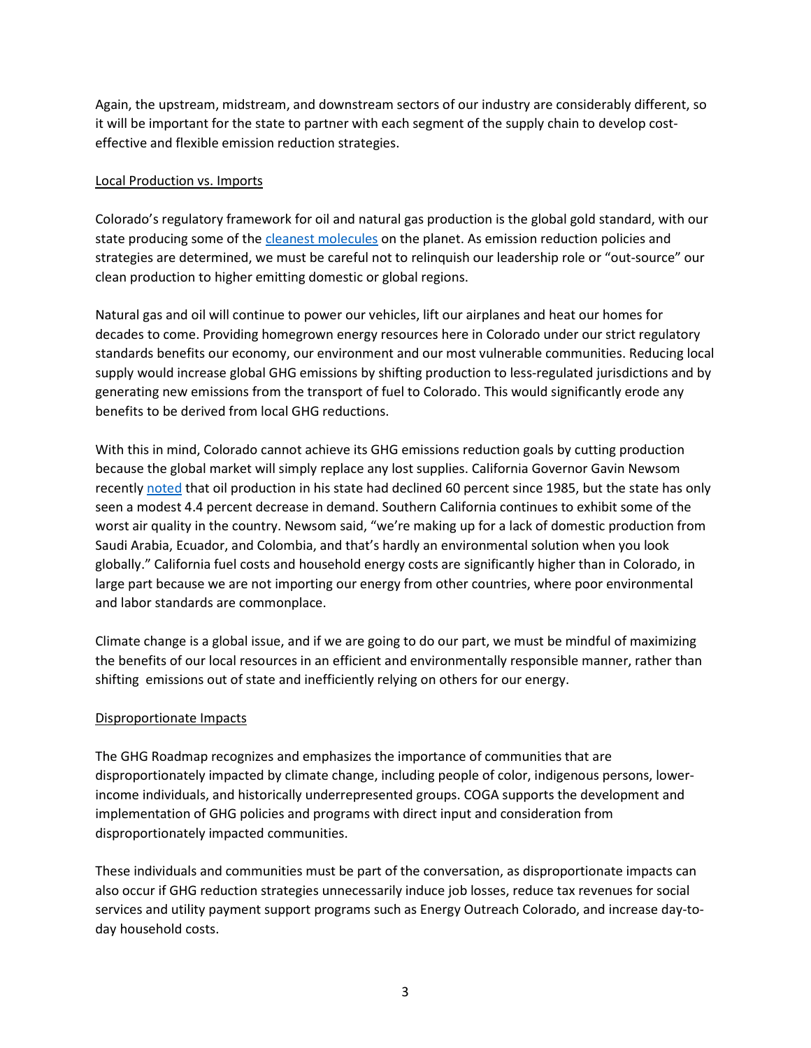Again, the upstream, midstream, and downstream sectors of our industry are considerably different, so it will be important for the state to partner with each segment of the supply chain to develop cost-effective and flexible emission reduction strategies.

Local Production vs. Imports

Colorado's regulatory framework for oil and natural gas production is the global gold standard, with our state producing some of the cleanest molecules on the planet. As emission reduction policies and strategies are determined, we must be careful not to relinquish our leadership role or "out-source" our clean production to higher emitting domestic or global regions.

Natural gas and oil will continue to power our vehicles, lift our airplanes and heat our homes for decades to come. Providing homegrown energy resources here in Colorado under our strict regulatory standards benefits our economy, our environment and our most vulnerable communities. Reducing local supply would increase global GHG emissions by shifting production to less-regulated jurisdictions and by generating new emissions from the transport of fuel to Colorado. This would significantly erode any benefits to be derived from local GHG reductions.

With this in mind, Colorado cannot achieve its GHG emissions reduction goals by cutting production because the global market will simply replace any lost supplies. California Governor Gavin Newsom recently noted that oil production in his state had declined 60 percent since 1985, but the state has only seen a modest 4.4 percent decrease in demand. Southern California continues to exhibit some of the worst air quality in the country. Newsom said, "we're making up for a lack of domestic production from Saudi Arabia, Ecuador, and Colombia, and that's hardly an environmental solution when you look globally." California fuel costs and household energy costs are significantly higher than in Colorado, in large part because we are not importing our energy from other countries, where poor environmental and labor standards are commonplace.

Climate change is a global issue, and if we are going to do our part, we must be mindful of maximizing the benefits of our local resources in an efficient and environmentally responsible manner, rather than shifting emissions out of state and inefficiently relying on others for our energy.

Disproportionate Impacts

The GHG Roadmap recognizes and emphasizes the importance of communities that are disproportionately impacted by climate change, including people of color, indigenous persons, lower-income individuals, and historically underrepresented groups. COGA supports the development and implementation of GHG policies and programs with direct input and consideration from disproportionately impacted communities.

These individuals and communities must be part of the conversation, as disproportionate impacts can also occur if GHG reduction strategies unnecessarily induce job losses, reduce tax revenues for social services and utility payment support programs such as Energy Outreach Colorado, and increase day-to-day household costs.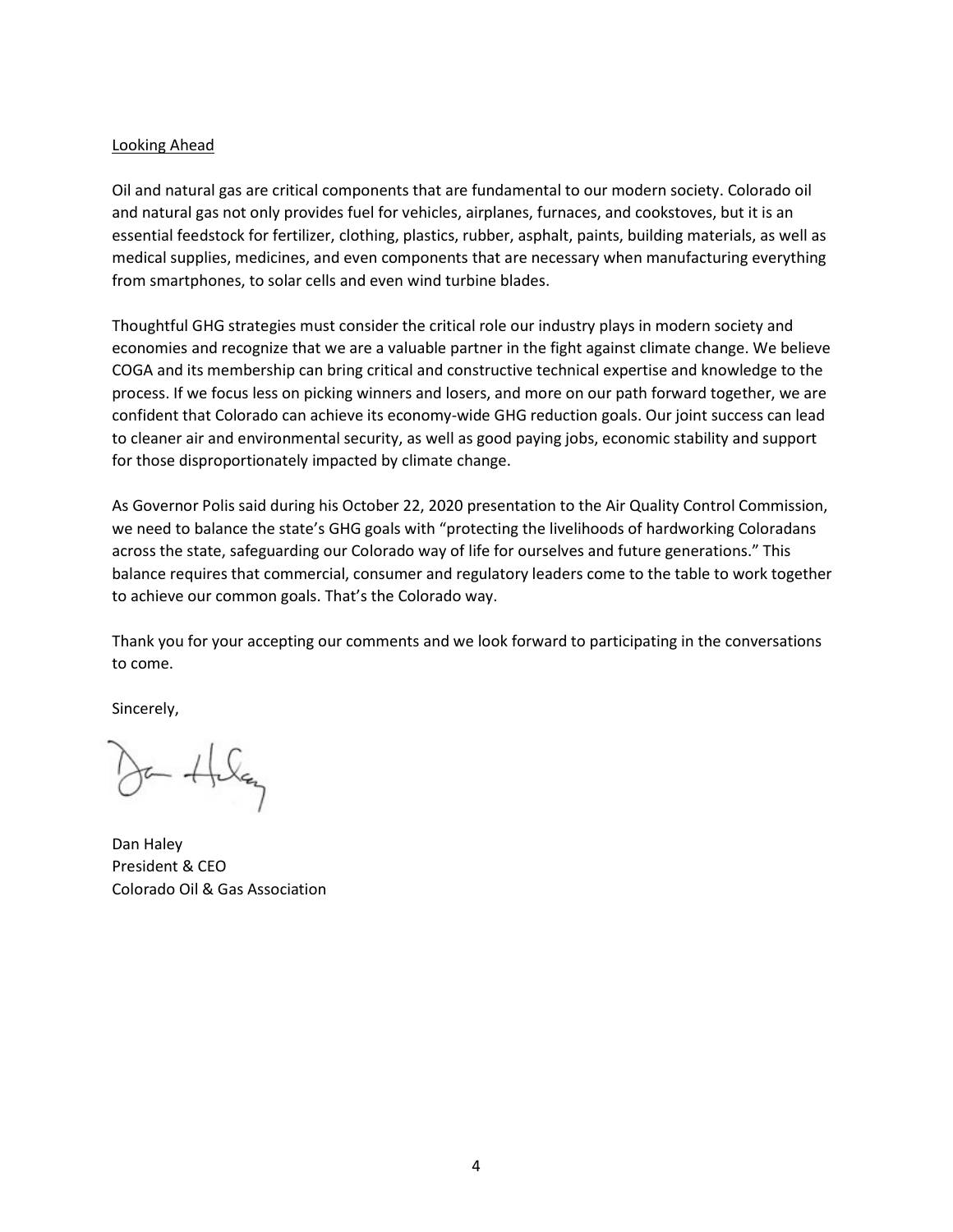Looking Ahead

Oil and natural gas are critical components that are fundamental to our modern society. Colorado oil and natural gas not only provides fuel for vehicles, airplanes, furnaces, and cookstoves, but it is an essential feedstock for fertilizer, clothing, plastics, rubber, asphalt, paints, building materials, as well as medical supplies, medicines, and even components that are necessary when manufacturing everything from smartphones, to solar cells and even wind turbine blades.

Thoughtful GHG strategies must consider the critical role our industry plays in modern society and economies and recognize that we are a valuable partner in the fight against climate change. We believe COGA and its membership can bring critical and constructive technical expertise and knowledge to the process. If we focus less on picking winners and losers, and more on our path forward together, we are confident that Colorado can achieve its economy-wide GHG reduction goals. Our joint success can lead to cleaner air and environmental security, as well as good paying jobs, economic stability and support for those disproportionately impacted by climate change.

As Governor Polis said during his October 22, 2020 presentation to the Air Quality Control Commission, we need to balance the state's GHG goals with "protecting the livelihoods of hardworking Coloradans across the state, safeguarding our Colorado way of life for ourselves and future generations." This balance requires that commercial, consumer and regulatory leaders come to the table to work together to achieve our common goals. That's the Colorado way.

Thank you for your accepting our comments and we look forward to participating in the conversations to come.

Sincerely,

Dan Haley
President & CEO
Colorado Oil & Gas Association